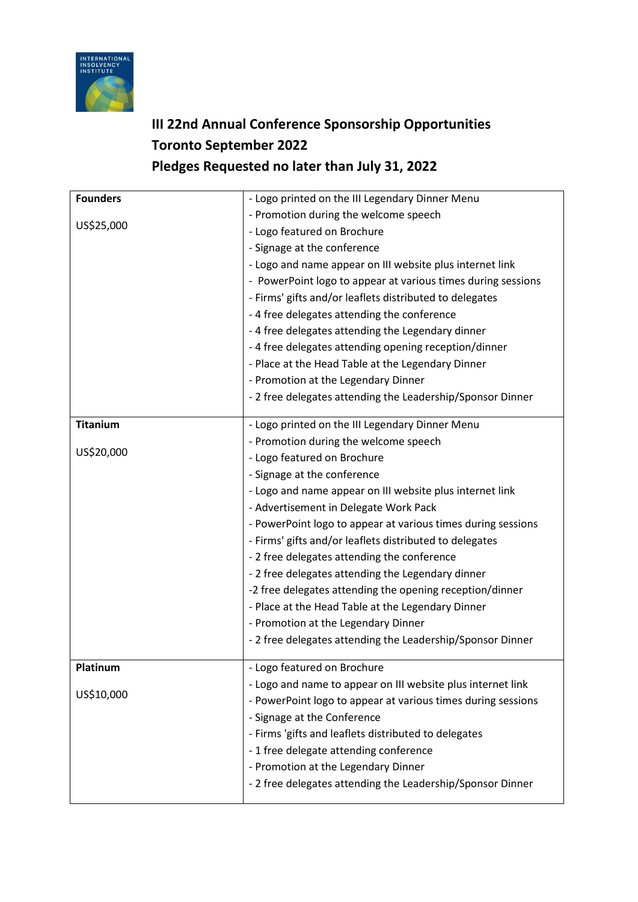## III 22nd Annual Conference Sponsorship Opportunities
## Toronto September 2022
## Pledges Requested no later than July 31, 2022

| | |
|---|---|
| **Founders**<br><br>US$25,000 | - Logo printed on the III Legendary Dinner Menu<br>- Promotion during the welcome speech<br>- Logo featured on Brochure<br>- Signage at the conference<br>- Logo and name appear on III website plus internet link<br>- PowerPoint logo to appear at various times during sessions<br>- Firms' gifts and/or leaflets distributed to delegates<br>- 4 free delegates attending the conference<br>- 4 free delegates attending the Legendary dinner<br>- 4 free delegates attending opening reception/dinner<br>- Place at the Head Table at the Legendary Dinner<br>- Promotion at the Legendary Dinner<br>- 2 free delegates attending the Leadership/Sponsor Dinner |
| **Titanium**<br><br>US$20,000 | - Logo printed on the III Legendary Dinner Menu<br>- Promotion during the welcome speech<br>- Logo featured on Brochure<br>- Signage at the conference<br>- Logo and name appear on III website plus internet link<br>- Advertisement in Delegate Work Pack<br>- PowerPoint logo to appear at various times during sessions<br>- Firms' gifts and/or leaflets distributed to delegates<br>- 2 free delegates attending the conference<br>- 2 free delegates attending the Legendary dinner<br>-2 free delegates attending the opening reception/dinner<br>- Place at the Head Table at the Legendary Dinner<br>- Promotion at the Legendary Dinner<br>- 2 free delegates attending the Leadership/Sponsor Dinner |
| **Platinum**<br><br>US$10,000 | - Logo featured on Brochure<br>- Logo and name to appear on III website plus internet link<br>- PowerPoint logo to appear at various times during sessions<br>- Signage at the Conference<br>- Firms 'gifts and leaflets distributed to delegates<br>- 1 free delegate attending conference<br>- Promotion at the Legendary Dinner<br>- 2 free delegates attending the Leadership/Sponsor Dinner |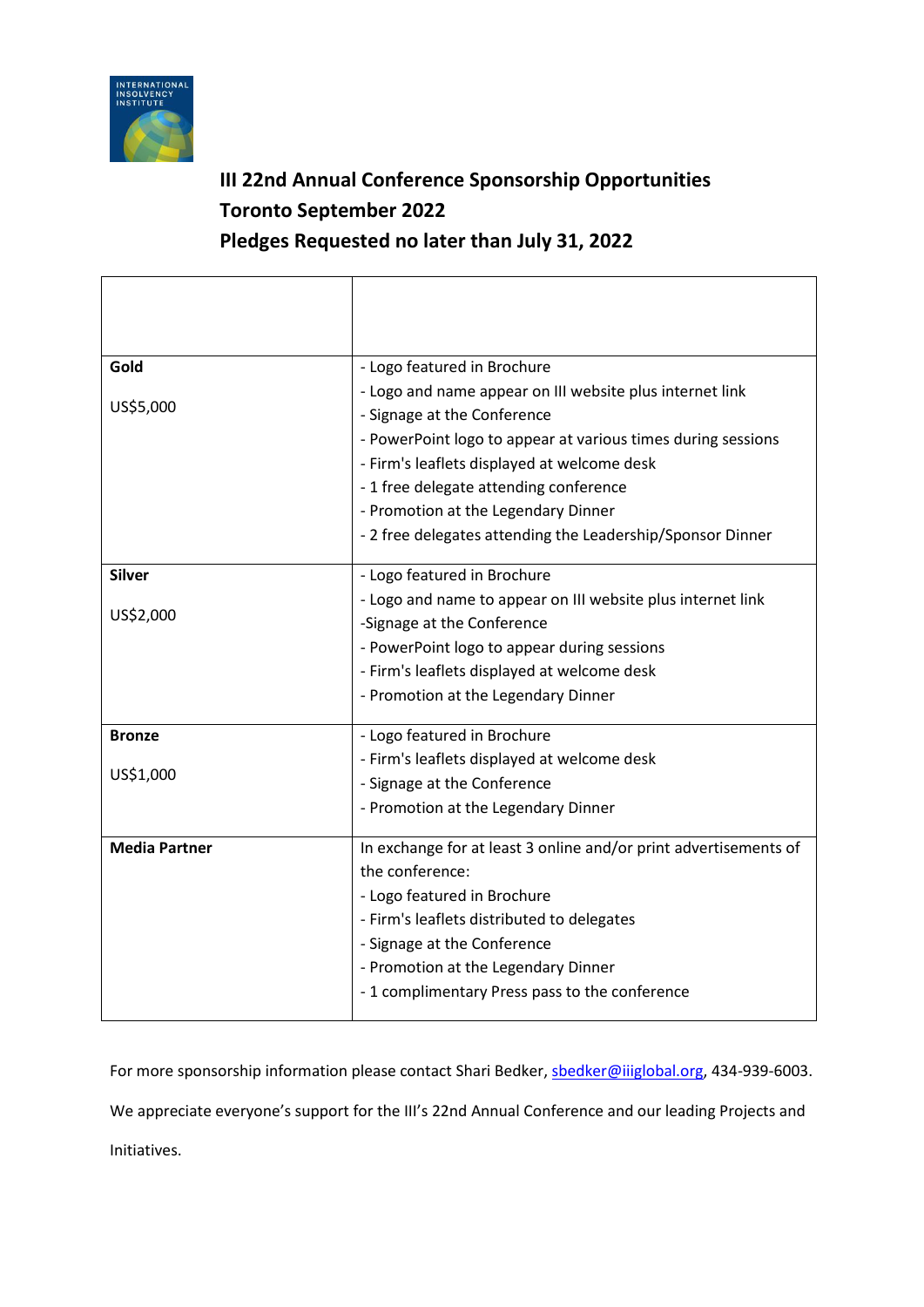INTERNATIONAL INSOLVENCY INSTITUTE

## III 22nd Annual Conference Sponsorship Opportunities
## Toronto September 2022
## Pledges Requested no later than July 31, 2022

| | |
|---|---|
| **Gold**<br><br>US$5,000 | - Logo featured in Brochure<br>- Logo and name appear on III website plus internet link<br>- Signage at the Conference<br>- PowerPoint logo to appear at various times during sessions<br>- Firm's leaflets displayed at welcome desk<br>- 1 free delegate attending conference<br>- Promotion at the Legendary Dinner<br>- 2 free delegates attending the Leadership/Sponsor Dinner |
| **Silver**<br><br>US$2,000 | - Logo featured in Brochure<br>- Logo and name to appear on III website plus internet link<br>-Signage at the Conference<br>- PowerPoint logo to appear during sessions<br>- Firm's leaflets displayed at welcome desk<br>- Promotion at the Legendary Dinner |
| **Bronze**<br><br>US$1,000 | - Logo featured in Brochure<br>- Firm's leaflets displayed at welcome desk<br>- Signage at the Conference<br>- Promotion at the Legendary Dinner |
| **Media Partner** | In exchange for at least 3 online and/or print advertisements of the conference:<br>- Logo featured in Brochure<br>- Firm's leaflets distributed to delegates<br>- Signage at the Conference<br>- Promotion at the Legendary Dinner<br>- 1 complimentary Press pass to the conference |

For more sponsorship information please contact Shari Bedker, sbedker@iiiglobal.org, 434-939-6003.

We appreciate everyone's support for the III's 22nd Annual Conference and our leading Projects and Initiatives.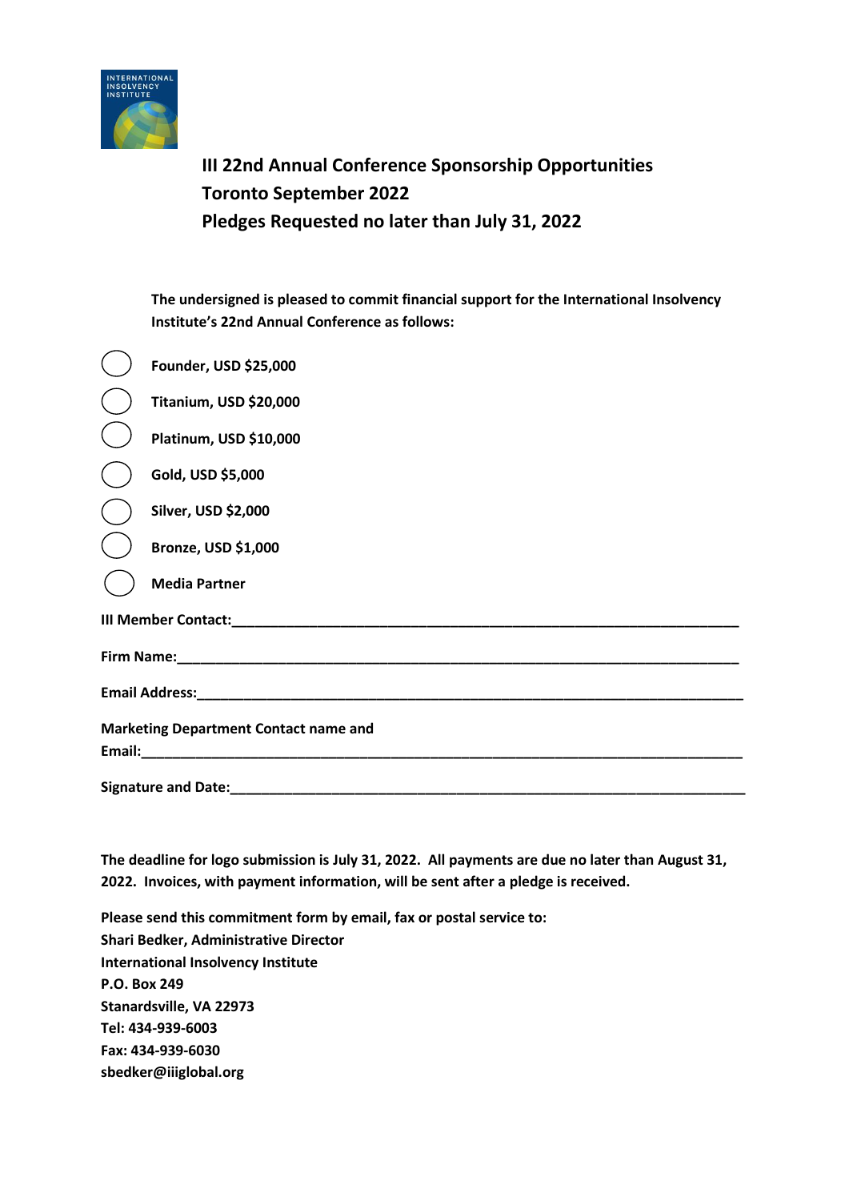## III 22nd Annual Conference Sponsorship Opportunities
## Toronto September 2022
## Pledges Requested no later than July 31, 2022

**The undersigned is pleased to commit financial support for the International Insolvency Institute's 22nd Annual Conference as follows:**

- ◯ **Founder, USD $25,000**
- ◯ **Titanium, USD $20,000**
- ◯ **Platinum, USD $10,000**
- ◯ **Gold, USD $5,000**
- ◯ **Silver, USD $2,000**
- ◯ **Bronze, USD $1,000**
- ◯ **Media Partner**

**III Member Contact:**_______________________________________________________________

**Firm Name:**_____________________________________________________________________

**Email Address:**__________________________________________________________________

**Marketing Department Contact name and Email:**__________________________________________

**Signature and Date:**_______________________________________________________________

**The deadline for logo submission is July 31, 2022. All payments are due no later than August 31, 2022. Invoices, with payment information, will be sent after a pledge is received.**

**Please send this commitment form by email, fax or postal service to:**
**Shari Bedker, Administrative Director**
**International Insolvency Institute**
**P.O. Box 249**
**Stanardsville, VA 22973**
**Tel: 434-939-6003**
**Fax: 434-939-6030**
**sbedker@iiiglobal.org**